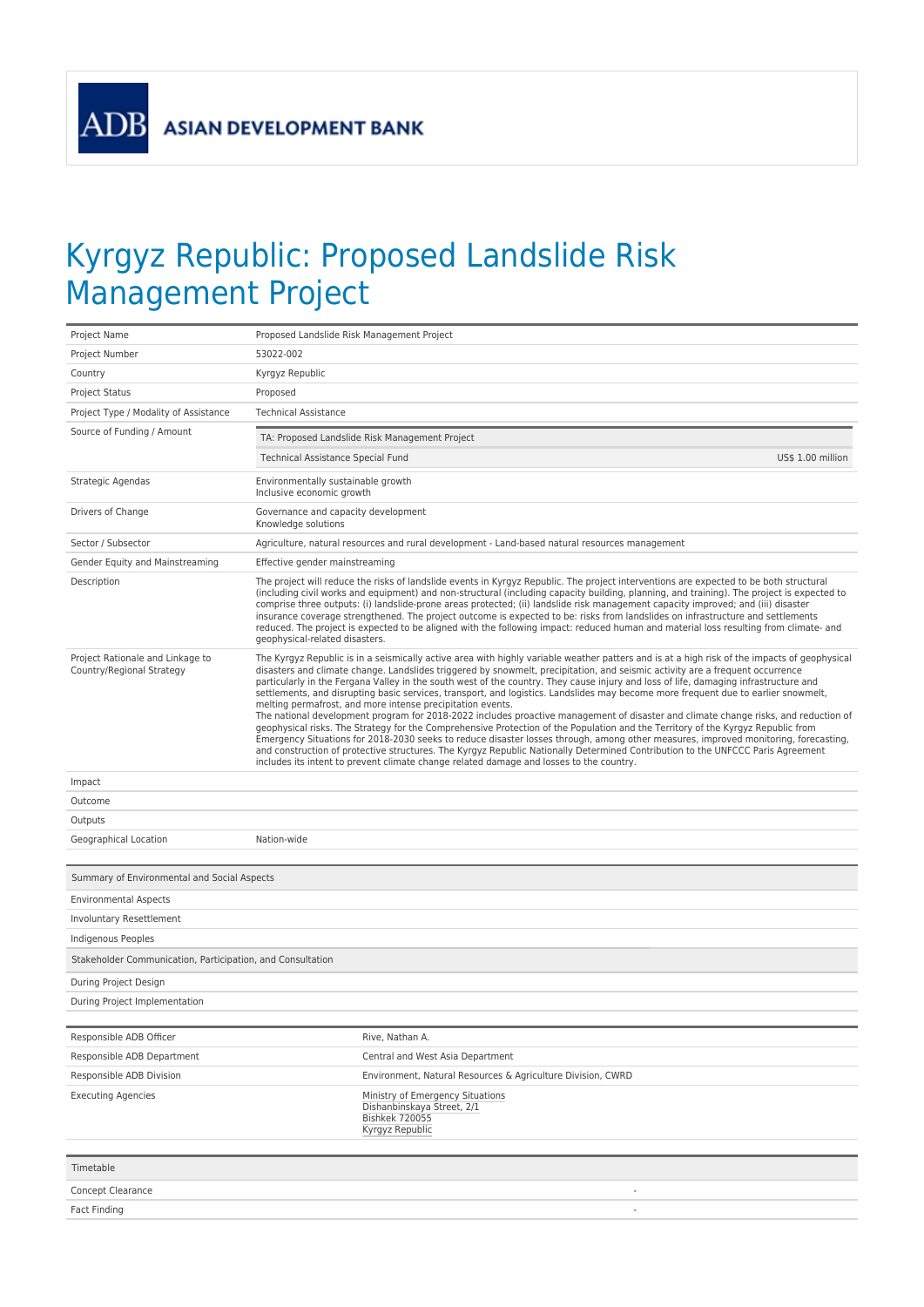ADB ASIAN DEVELOPMENT BANK

# Kyrgyz Republic: Proposed Landslide Risk Management Project

| | |
|---|---|
| Project Name | Proposed Landslide Risk Management Project |
| Project Number | 53022-002 |
| Country | Kyrgyz Republic |
| Project Status | Proposed |
| Project Type / Modality of Assistance | Technical Assistance |
| Source of Funding / Amount | TA: Proposed Landslide Risk Management Project<br>Technical Assistance Special Fund — US$ 1.00 million |
| Strategic Agendas | Environmentally sustainable growth<br>Inclusive economic growth |
| Drivers of Change | Governance and capacity development<br>Knowledge solutions |
| Sector / Subsector | Agriculture, natural resources and rural development - Land-based natural resources management |
| Gender Equity and Mainstreaming | Effective gender mainstreaming |
| Description | The project will reduce the risks of landslide events in Kyrgyz Republic. The project interventions are expected to be both structural (including civil works and equipment) and non-structural (including capacity building, planning, and training). The project is expected to comprise three outputs: (i) landslide-prone areas protected; (ii) landslide risk management capacity improved; and (iii) disaster insurance coverage strengthened. The project outcome is expected to be: risks from landslides on infrastructure and settlements reduced. The project is expected to be aligned with the following impact: reduced human and material loss resulting from climate- and geophysical-related disasters. |
| Project Rationale and Linkage to Country/Regional Strategy | The Kyrgyz Republic is in a seismically active area with highly variable weather patters and is at a high risk of the impacts of geophysical disasters and climate change. Landslides triggered by snowmelt, precipitation, and seismic activity are a frequent occurrence particularly in the Fergana Valley in the south west of the country. They cause injury and loss of life, damaging infrastructure and settlements, and disrupting basic services, transport, and logistics. Landslides may become more frequent due to earlier snowmelt, melting permafrost, and more intense precipitation events.<br>The national development program for 2018-2022 includes proactive management of disaster and climate change risks, and reduction of geophysical risks. The Strategy for the Comprehensive Protection of the Population and the Territory of the Kyrgyz Republic from Emergency Situations for 2018-2030 seeks to reduce disaster losses through, among other measures, improved monitoring, forecasting, and construction of protective structures. The Kyrgyz Republic Nationally Determined Contribution to the UNFCCC Paris Agreement includes its intent to prevent climate change related damage and losses to the country. |
| Impact | |
| Outcome | |
| Outputs | |
| Geographical Location | Nation-wide |

| Summary of Environmental and Social Aspects |
|---|
| Environmental Aspects |
| Involuntary Resettlement |
| Indigenous Peoples |

| Stakeholder Communication, Participation, and Consultation |
|---|
| During Project Design |
| During Project Implementation |

| | |
|---|---|
| Responsible ADB Officer | Rive, Nathan A. |
| Responsible ADB Department | Central and West Asia Department |
| Responsible ADB Division | Environment, Natural Resources & Agriculture Division, CWRD |
| Executing Agencies | Ministry of Emergency Situations<br>Dishanbinskaya Street, 2/1<br>Bishkek 720055<br>Kyrgyz Republic |

| Timetable | |
|---|---|
| Concept Clearance | - |
| Fact Finding | - |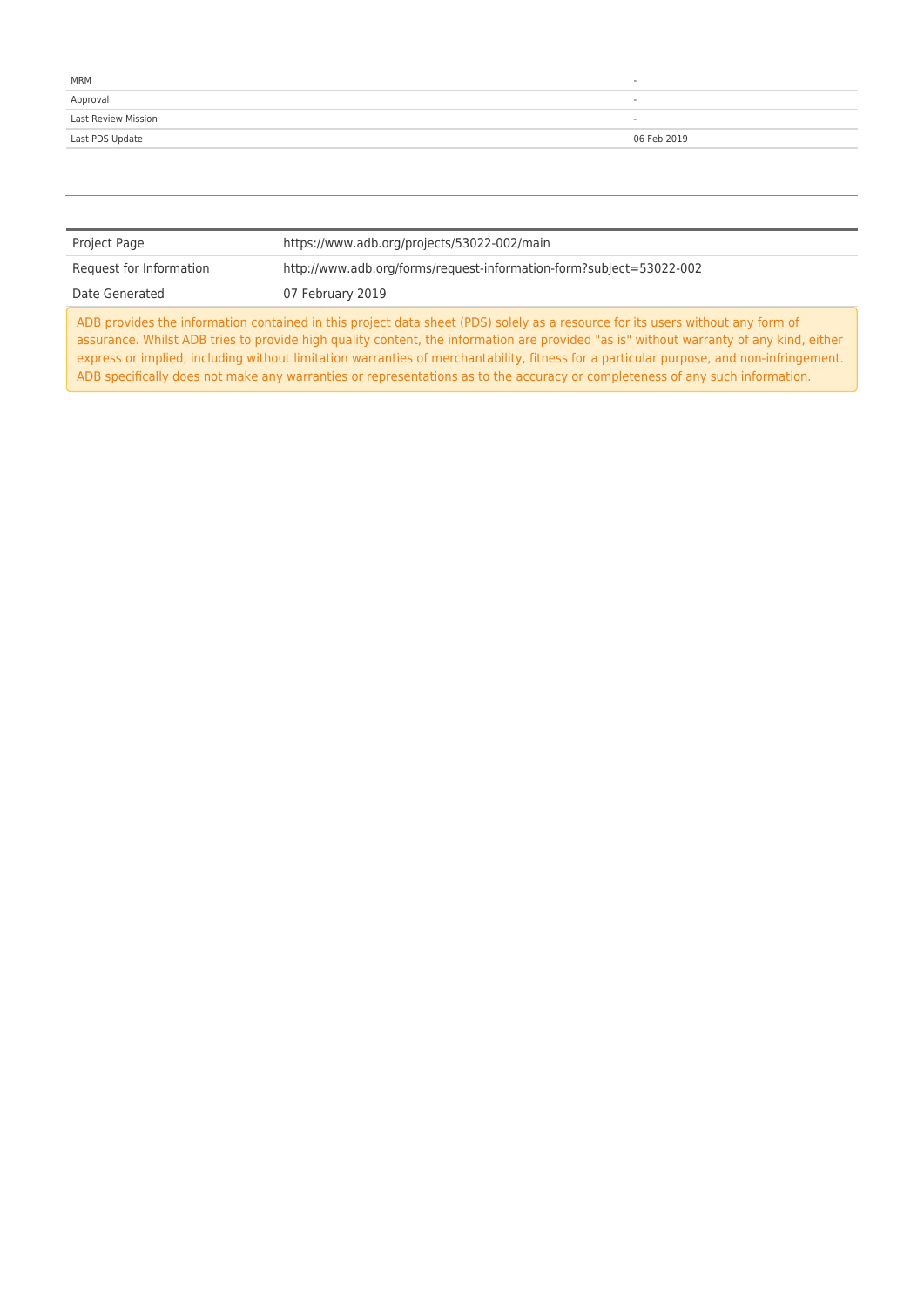| | |
|---|---|
| MRM | - |
| Approval | - |
| Last Review Mission | - |
| Last PDS Update | 06 Feb 2019 |

---

| | |
|---|---|
| Project Page | https://www.adb.org/projects/53022-002/main |
| Request for Information | http://www.adb.org/forms/request-information-form?subject=53022-002 |
| Date Generated | 07 February 2019 |

ADB provides the information contained in this project data sheet (PDS) solely as a resource for its users without any form of assurance. Whilst ADB tries to provide high quality content, the information are provided "as is" without warranty of any kind, either express or implied, including without limitation warranties of merchantability, fitness for a particular purpose, and non-infringement. ADB specifically does not make any warranties or representations as to the accuracy or completeness of any such information.